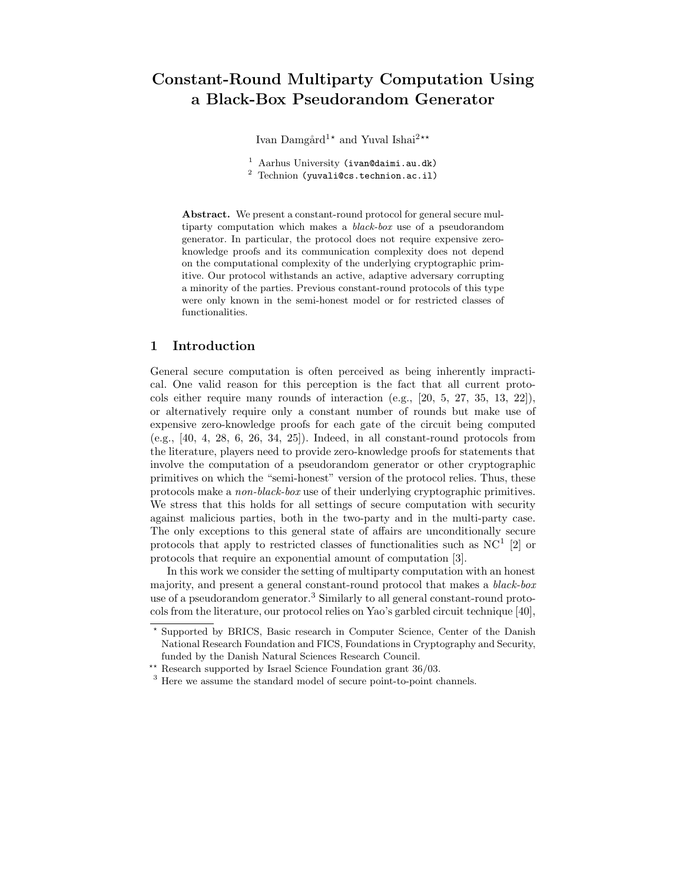# Constant-Round Multiparty Computation Using a Black-Box Pseudorandom Generator

Ivan Damgård[1⋆] and Yuval Ishai[2⋆⋆]

[1] Aarhus University (ivan@daimi.au.dk)
[2] Technion (yuvali@cs.technion.ac.il)

**Abstract.** We present a constant-round protocol for general secure multiparty computation which makes a *black-box* use of a pseudorandom generator. In particular, the protocol does not require expensive zero-knowledge proofs and its communication complexity does not depend on the computational complexity of the underlying cryptographic primitive. Our protocol withstands an active, adaptive adversary corrupting a minority of the parties. Previous constant-round protocols of this type were only known in the semi-honest model or for restricted classes of functionalities.

## 1 Introduction

General secure computation is often perceived as being inherently impractical. One valid reason for this perception is the fact that all current protocols either require many rounds of interaction (e.g., [20, 5, 27, 35, 13, 22]), or alternatively require only a constant number of rounds but make use of expensive zero-knowledge proofs for each gate of the circuit being computed (e.g., [40, 4, 28, 6, 26, 34, 25]). Indeed, in all constant-round protocols from the literature, players need to provide zero-knowledge proofs for statements that involve the computation of a pseudorandom generator or other cryptographic primitives on which the "semi-honest" version of the protocol relies. Thus, these protocols make a *non-black-box* use of their underlying cryptographic primitives. We stress that this holds for all settings of secure computation with security against malicious parties, both in the two-party and in the multi-party case. The only exceptions to this general state of affairs are unconditionally secure protocols that apply to restricted classes of functionalities such as $NC^1$ [2] or protocols that require an exponential amount of computation [3].

In this work we consider the setting of multiparty computation with an honest majority, and present a general constant-round protocol that makes a *black-box* use of a pseudorandom generator.[3] Similarly to all general constant-round protocols from the literature, our protocol relies on Yao's garbled circuit technique [40],

⋆ Supported by BRICS, Basic research in Computer Science, Center of the Danish National Research Foundation and FICS, Foundations in Cryptography and Security, funded by the Danish Natural Sciences Research Council.

⋆⋆ Research supported by Israel Science Foundation grant 36/03.

[3] Here we assume the standard model of secure point-to-point channels.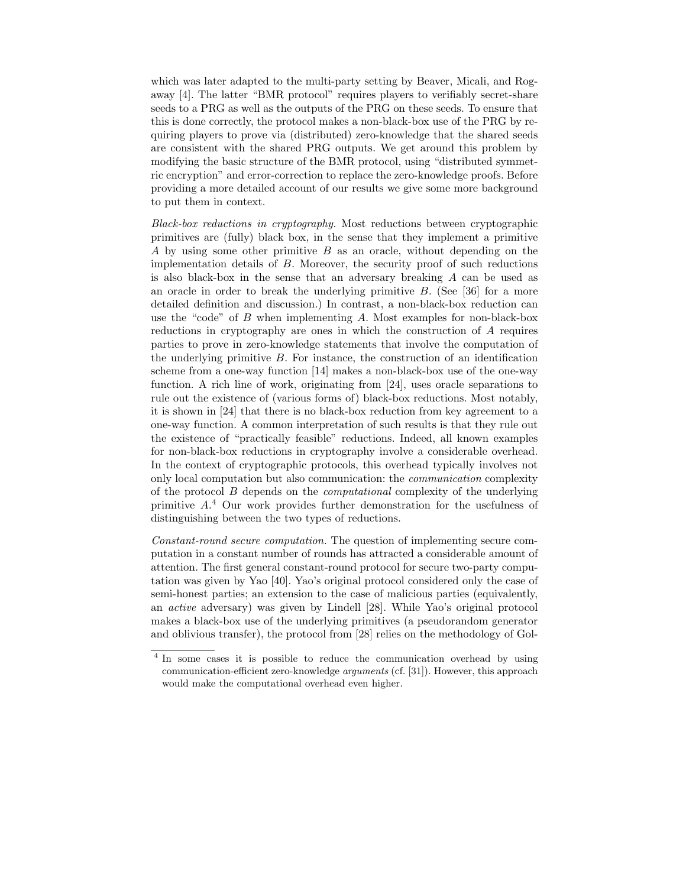which was later adapted to the multi-party setting by Beaver, Micali, and Rogaway [4]. The latter "BMR protocol" requires players to verifiably secret-share seeds to a PRG as well as the outputs of the PRG on these seeds. To ensure that this is done correctly, the protocol makes a non-black-box use of the PRG by requiring players to prove via (distributed) zero-knowledge that the shared seeds are consistent with the shared PRG outputs. We get around this problem by modifying the basic structure of the BMR protocol, using "distributed symmetric encryption" and error-correction to replace the zero-knowledge proofs. Before providing a more detailed account of our results we give some more background to put them in context.

*Black-box reductions in cryptography.* Most reductions between cryptographic primitives are (fully) black box, in the sense that they implement a primitive $A$ by using some other primitive $B$ as an oracle, without depending on the implementation details of $B$. Moreover, the security proof of such reductions is also black-box in the sense that an adversary breaking $A$ can be used as an oracle in order to break the underlying primitive $B$. (See [36] for a more detailed definition and discussion.) In contrast, a non-black-box reduction can use the "code" of $B$ when implementing $A$. Most examples for non-black-box reductions in cryptography are ones in which the construction of $A$ requires parties to prove in zero-knowledge statements that involve the computation of the underlying primitive $B$. For instance, the construction of an identification scheme from a one-way function [14] makes a non-black-box use of the one-way function. A rich line of work, originating from [24], uses oracle separations to rule out the existence of (various forms of) black-box reductions. Most notably, it is shown in [24] that there is no black-box reduction from key agreement to a one-way function. A common interpretation of such results is that they rule out the existence of "practically feasible" reductions. Indeed, all known examples for non-black-box reductions in cryptography involve a considerable overhead. In the context of cryptographic protocols, this overhead typically involves not only local computation but also communication: the *communication* complexity of the protocol $B$ depends on the *computational* complexity of the underlying primitive $A$.[4] Our work provides further demonstration for the usefulness of distinguishing between the two types of reductions.

*Constant-round secure computation.* The question of implementing secure computation in a constant number of rounds has attracted a considerable amount of attention. The first general constant-round protocol for secure two-party computation was given by Yao [40]. Yao's original protocol considered only the case of semi-honest parties; an extension to the case of malicious parties (equivalently, an *active* adversary) was given by Lindell [28]. While Yao's original protocol makes a black-box use of the underlying primitives (a pseudorandom generator and oblivious transfer), the protocol from [28] relies on the methodology of Gol-

[4] In some cases it is possible to reduce the communication overhead by using communication-efficient zero-knowledge *arguments* (cf. [31]). However, this approach would make the computational overhead even higher.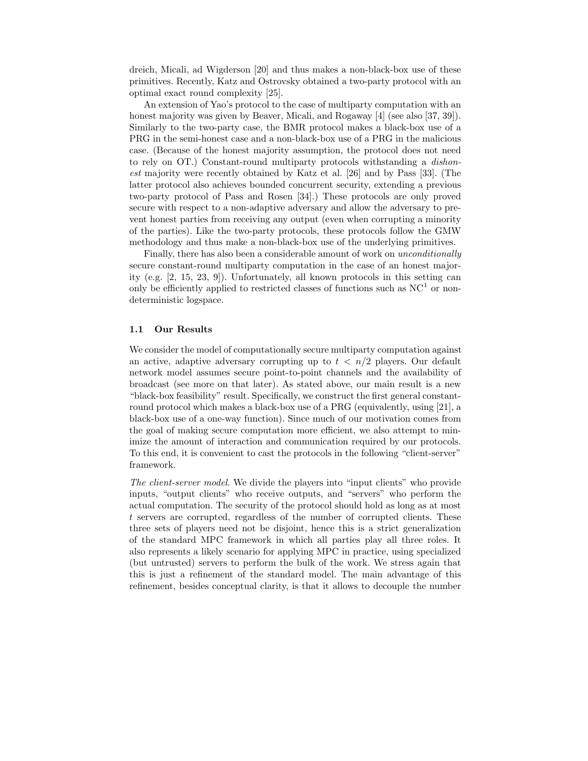dreich, Micali, ad Wigderson [20] and thus makes a non-black-box use of these primitives. Recently, Katz and Ostrovsky obtained a two-party protocol with an optimal exact round complexity [25].

An extension of Yao's protocol to the case of multiparty computation with an honest majority was given by Beaver, Micali, and Rogaway [4] (see also [37, 39]). Similarly to the two-party case, the BMR protocol makes a black-box use of a PRG in the semi-honest case and a non-black-box use of a PRG in the malicious case. (Because of the honest majority assumption, the protocol does not need to rely on OT.) Constant-round multiparty protocols withstanding a *dishonest* majority were recently obtained by Katz et al. [26] and by Pass [33]. (The latter protocol also achieves bounded concurrent security, extending a previous two-party protocol of Pass and Rosen [34].) These protocols are only proved secure with respect to a non-adaptive adversary and allow the adversary to prevent honest parties from receiving any output (even when corrupting a minority of the parties). Like the two-party protocols, these protocols follow the GMW methodology and thus make a non-black-box use of the underlying primitives.

Finally, there has also been a considerable amount of work on *unconditionally* secure constant-round multiparty computation in the case of an honest majority (e.g. [2, 15, 23, 9]). Unfortunately, all known protocols in this setting can only be efficiently applied to restricted classes of functions such as $\mathrm{NC}^1$ or nondeterministic logspace.

### 1.1 Our Results

We consider the model of computationally secure multiparty computation against an active, adaptive adversary corrupting up to $t < n/2$ players. Our default network model assumes secure point-to-point channels and the availability of broadcast (see more on that later). As stated above, our main result is a new "black-box feasibility" result. Specifically, we construct the first general constant-round protocol which makes a black-box use of a PRG (equivalently, using [21], a black-box use of a one-way function). Since much of our motivation comes from the goal of making secure computation more efficient, we also attempt to minimize the amount of interaction and communication required by our protocols. To this end, it is convenient to cast the protocols in the following "client-server" framework.

*The client-server model.* We divide the players into "input clients" who provide inputs, "output clients" who receive outputs, and "servers" who perform the actual computation. The security of the protocol should hold as long as at most $t$ servers are corrupted, regardless of the number of corrupted clients. These three sets of players need not be disjoint, hence this is a strict generalization of the standard MPC framework in which all parties play all three roles. It also represents a likely scenario for applying MPC in practice, using specialized (but untrusted) servers to perform the bulk of the work. We stress again that this is just a refinement of the standard model. The main advantage of this refinement, besides conceptual clarity, is that it allows to decouple the number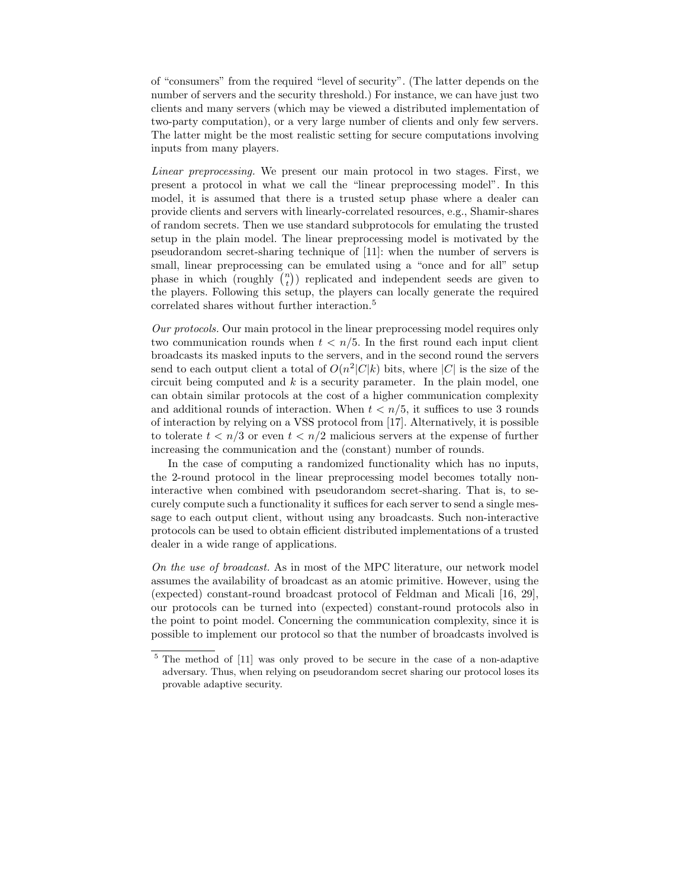of "consumers" from the required "level of security". (The latter depends on the number of servers and the security threshold.) For instance, we can have just two clients and many servers (which may be viewed a distributed implementation of two-party computation), or a very large number of clients and only few servers. The latter might be the most realistic setting for secure computations involving inputs from many players.

*Linear preprocessing.* We present our main protocol in two stages. First, we present a protocol in what we call the "linear preprocessing model". In this model, it is assumed that there is a trusted setup phase where a dealer can provide clients and servers with linearly-correlated resources, e.g., Shamir-shares of random secrets. Then we use standard subprotocols for emulating the trusted setup in the plain model. The linear preprocessing model is motivated by the pseudorandom secret-sharing technique of [11]: when the number of servers is small, linear preprocessing can be emulated using a "once and for all" setup phase in which (roughly $\binom{n}{t}$) replicated and independent seeds are given to the players. Following this setup, the players can locally generate the required correlated shares without further interaction.[5]

*Our protocols.* Our main protocol in the linear preprocessing model requires only two communication rounds when $t < n/5$. In the first round each input client broadcasts its masked inputs to the servers, and in the second round the servers send to each output client a total of $O(n^2|C|k)$ bits, where $|C|$ is the size of the circuit being computed and $k$ is a security parameter. In the plain model, one can obtain similar protocols at the cost of a higher communication complexity and additional rounds of interaction. When $t < n/5$, it suffices to use 3 rounds of interaction by relying on a VSS protocol from [17]. Alternatively, it is possible to tolerate $t < n/3$ or even $t < n/2$ malicious servers at the expense of further increasing the communication and the (constant) number of rounds.

In the case of computing a randomized functionality which has no inputs, the 2-round protocol in the linear preprocessing model becomes totally non-interactive when combined with pseudorandom secret-sharing. That is, to securely compute such a functionality it suffices for each server to send a single message to each output client, without using any broadcasts. Such non-interactive protocols can be used to obtain efficient distributed implementations of a trusted dealer in a wide range of applications.

*On the use of broadcast.* As in most of the MPC literature, our network model assumes the availability of broadcast as an atomic primitive. However, using the (expected) constant-round broadcast protocol of Feldman and Micali [16, 29], our protocols can be turned into (expected) constant-round protocols also in the point to point model. Concerning the communication complexity, since it is possible to implement our protocol so that the number of broadcasts involved is

[5] The method of [11] was only proved to be secure in the case of a non-adaptive adversary. Thus, when relying on pseudorandom secret sharing our protocol loses its provable adaptive security.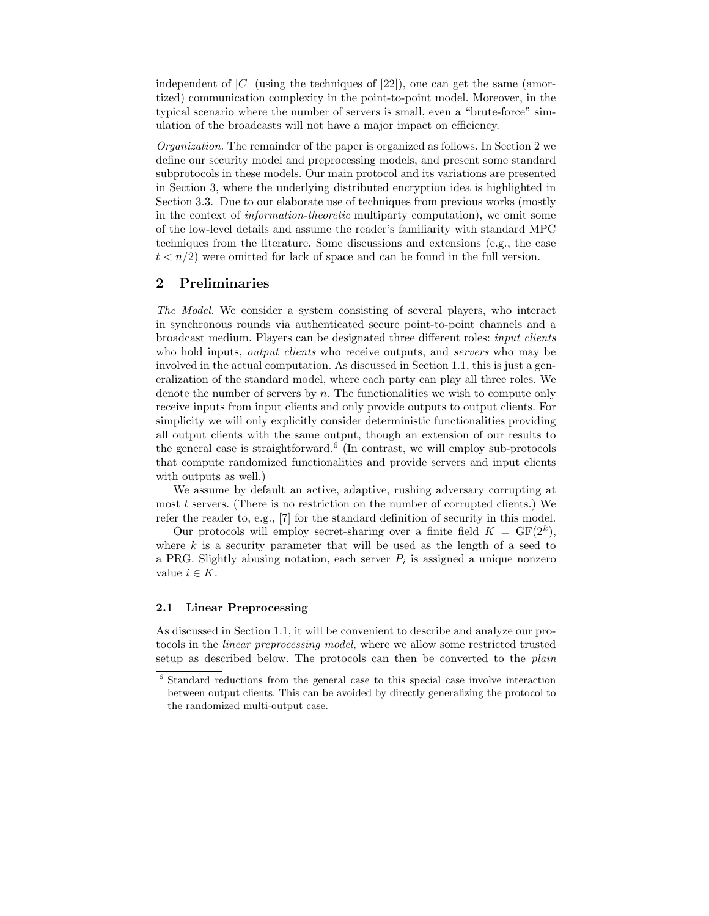independent of $|C|$ (using the techniques of [22]), one can get the same (amortized) communication complexity in the point-to-point model. Moreover, in the typical scenario where the number of servers is small, even a "brute-force" simulation of the broadcasts will not have a major impact on efficiency.

*Organization.* The remainder of the paper is organized as follows. In Section 2 we define our security model and preprocessing models, and present some standard subprotocols in these models. Our main protocol and its variations are presented in Section 3, where the underlying distributed encryption idea is highlighted in Section 3.3. Due to our elaborate use of techniques from previous works (mostly in the context of *information-theoretic* multiparty computation), we omit some of the low-level details and assume the reader's familiarity with standard MPC techniques from the literature. Some discussions and extensions (e.g., the case $t < n/2$) were omitted for lack of space and can be found in the full version.

## 2 Preliminaries

*The Model.* We consider a system consisting of several players, who interact in synchronous rounds via authenticated secure point-to-point channels and a broadcast medium. Players can be designated three different roles: *input clients* who hold inputs, *output clients* who receive outputs, and *servers* who may be involved in the actual computation. As discussed in Section 1.1, this is just a generalization of the standard model, where each party can play all three roles. We denote the number of servers by $n$. The functionalities we wish to compute only receive inputs from input clients and only provide outputs to output clients. For simplicity we will only explicitly consider deterministic functionalities providing all output clients with the same output, though an extension of our results to the general case is straightforward.[6] (In contrast, we will employ sub-protocols that compute randomized functionalities and provide servers and input clients with outputs as well.)

We assume by default an active, adaptive, rushing adversary corrupting at most $t$ servers. (There is no restriction on the number of corrupted clients.) We refer the reader to, e.g., [7] for the standard definition of security in this model.

Our protocols will employ secret-sharing over a finite field $K = \mathrm{GF}(2^k)$, where $k$ is a security parameter that will be used as the length of a seed to a PRG. Slightly abusing notation, each server $P_i$ is assigned a unique nonzero value $i \in K$.

### 2.1 Linear Preprocessing

As discussed in Section 1.1, it will be convenient to describe and analyze our protocols in the *linear preprocessing model,* where we allow some restricted trusted setup as described below. The protocols can then be converted to the *plain*

[6] Standard reductions from the general case to this special case involve interaction between output clients. This can be avoided by directly generalizing the protocol to the randomized multi-output case.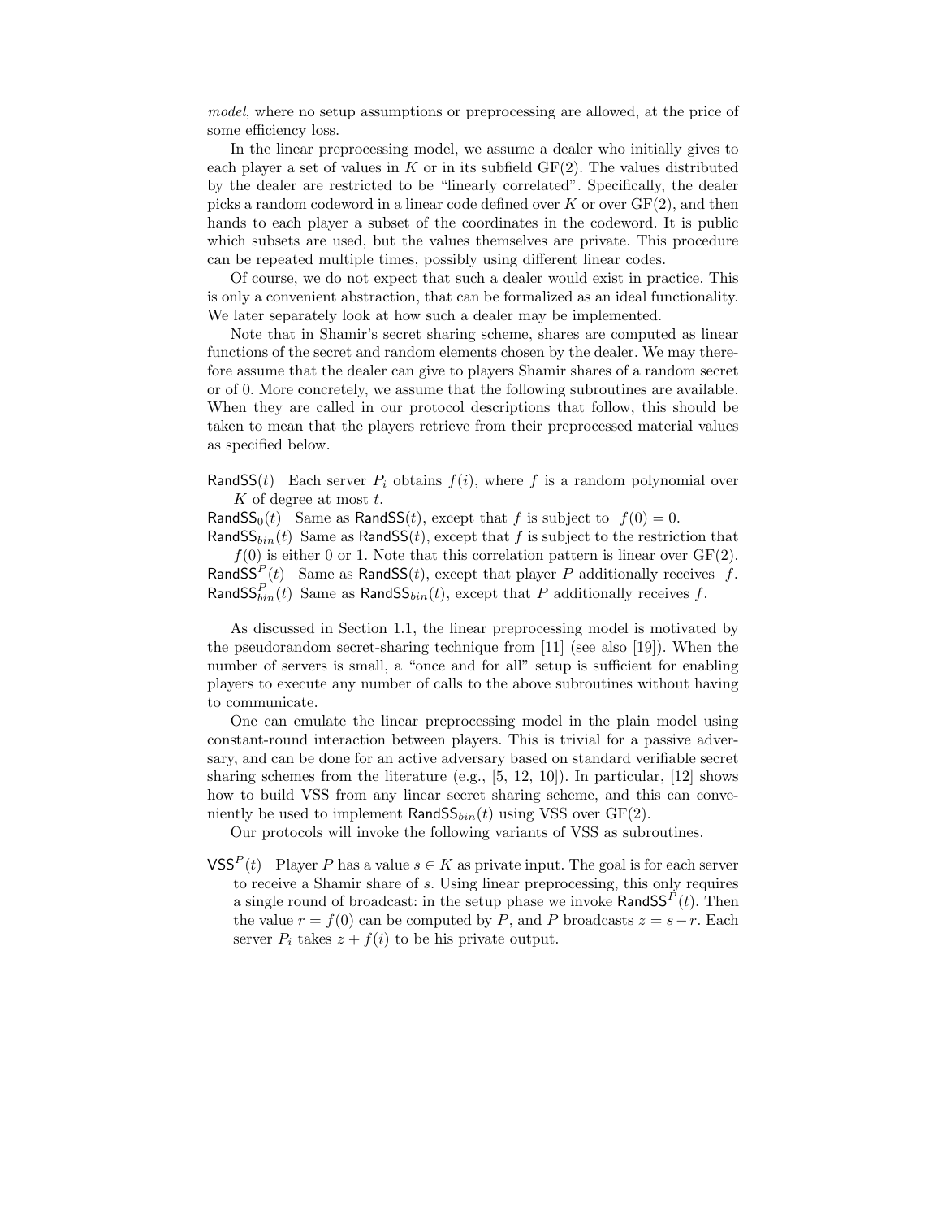*model*, where no setup assumptions or preprocessing are allowed, at the price of some efficiency loss.

In the linear preprocessing model, we assume a dealer who initially gives to each player a set of values in $K$ or in its subfield GF(2). The values distributed by the dealer are restricted to be "linearly correlated". Specifically, the dealer picks a random codeword in a linear code defined over $K$ or over GF(2), and then hands to each player a subset of the coordinates in the codeword. It is public which subsets are used, but the values themselves are private. This procedure can be repeated multiple times, possibly using different linear codes.

Of course, we do not expect that such a dealer would exist in practice. This is only a convenient abstraction, that can be formalized as an ideal functionality. We later separately look at how such a dealer may be implemented.

Note that in Shamir's secret sharing scheme, shares are computed as linear functions of the secret and random elements chosen by the dealer. We may therefore assume that the dealer can give to players Shamir shares of a random secret or of 0. More concretely, we assume that the following subroutines are available. When they are called in our protocol descriptions that follow, this should be taken to mean that the players retrieve from their preprocessed material values as specified below.

$\mathsf{RandSS}(t)$ Each server $P_i$ obtains $f(i)$, where $f$ is a random polynomial over $K$ of degree at most $t$.

$\mathsf{RandSS}_0(t)$ Same as $\mathsf{RandSS}(t)$, except that $f$ is subject to $f(0) = 0$.

$\mathsf{RandSS}_{bin}(t)$ Same as $\mathsf{RandSS}(t)$, except that $f$ is subject to the restriction that $f(0)$ is either 0 or 1. Note that this correlation pattern is linear over GF(2).

$\mathsf{RandSS}^P(t)$ Same as $\mathsf{RandSS}(t)$, except that player $P$ additionally receives $f$.

$\mathsf{RandSS}^P_{bin}(t)$ Same as $\mathsf{RandSS}_{bin}(t)$, except that $P$ additionally receives $f$.

As discussed in Section 1.1, the linear preprocessing model is motivated by the pseudorandom secret-sharing technique from [11] (see also [19]). When the number of servers is small, a "once and for all" setup is sufficient for enabling players to execute any number of calls to the above subroutines without having to communicate.

One can emulate the linear preprocessing model in the plain model using constant-round interaction between players. This is trivial for a passive adversary, and can be done for an active adversary based on standard verifiable secret sharing schemes from the literature (e.g., [5, 12, 10]). In particular, [12] shows how to build VSS from any linear secret sharing scheme, and this can conveniently be used to implement $\mathsf{RandSS}_{bin}(t)$ using VSS over GF(2).

Our protocols will invoke the following variants of VSS as subroutines.

$\mathsf{VSS}^P(t)$ Player $P$ has a value $s \in K$ as private input. The goal is for each server to receive a Shamir share of $s$. Using linear preprocessing, this only requires a single round of broadcast: in the setup phase we invoke $\mathsf{RandSS}^P(t)$. Then the value $r = f(0)$ can be computed by $P$, and $P$ broadcasts $z = s - r$. Each server $P_i$ takes $z + f(i)$ to be his private output.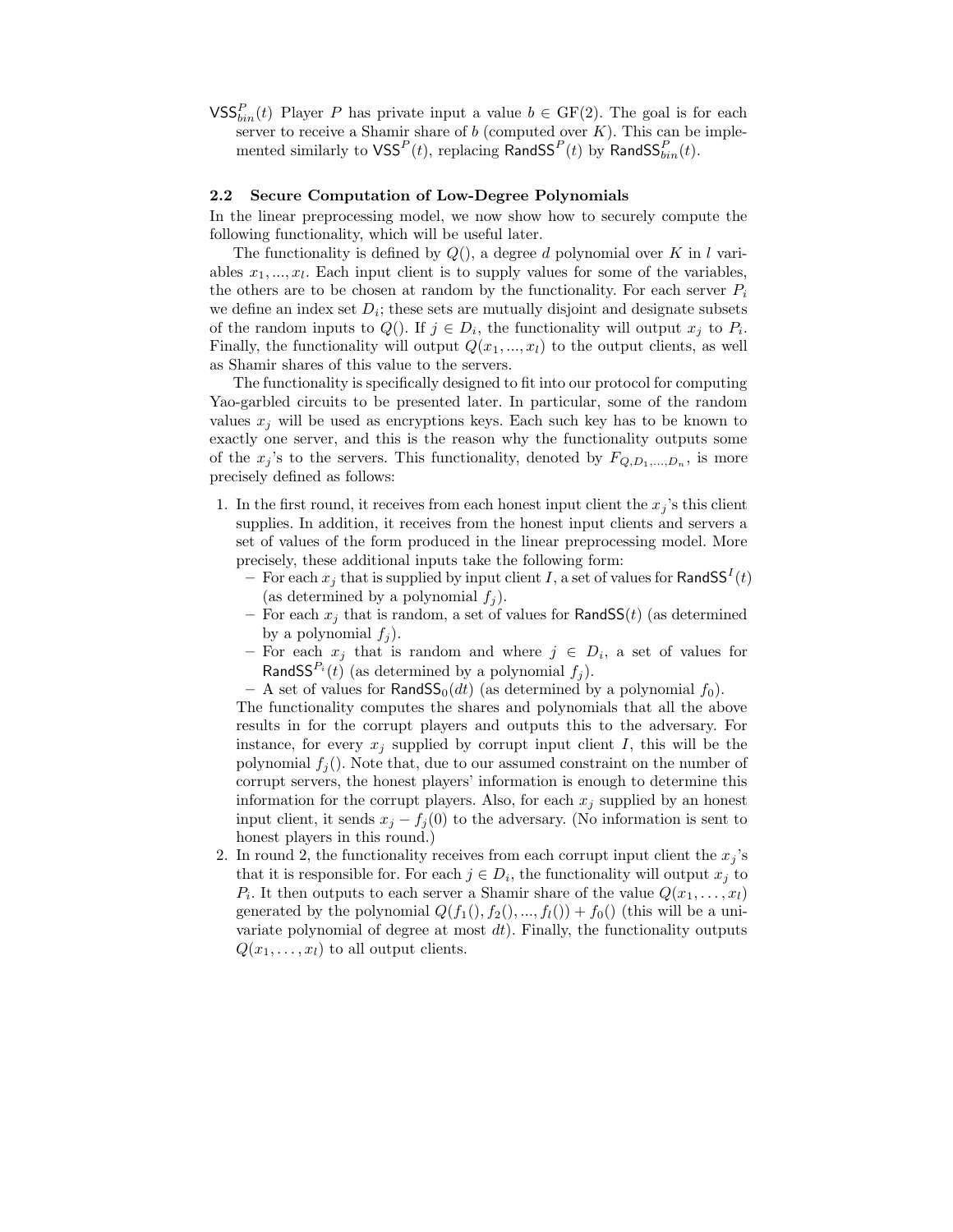$\mathsf{VSS}^P_{bin}(t)$ Player $P$ has private input a value $b \in \mathrm{GF}(2)$. The goal is for each server to receive a Shamir share of $b$ (computed over $K$). This can be implemented similarly to $\mathsf{VSS}^P(t)$, replacing $\mathsf{RandSS}^P(t)$ by $\mathsf{RandSS}^P_{bin}(t)$.

### 2.2 Secure Computation of Low-Degree Polynomials

In the linear preprocessing model, we now show how to securely compute the following functionality, which will be useful later.

The functionality is defined by $Q()$, a degree $d$ polynomial over $K$ in $l$ variables $x_1, ..., x_l$. Each input client is to supply values for some of the variables, the others are to be chosen at random by the functionality. For each server $P_i$ we define an index set $D_i$; these sets are mutually disjoint and designate subsets of the random inputs to $Q()$. If $j \in D_i$, the functionality will output $x_j$ to $P_i$. Finally, the functionality will output $Q(x_1, ..., x_l)$ to the output clients, as well as Shamir shares of this value to the servers.

The functionality is specifically designed to fit into our protocol for computing Yao-garbled circuits to be presented later. In particular, some of the random values $x_j$ will be used as encryptions keys. Each such key has to be known to exactly one server, and this is the reason why the functionality outputs some of the $x_j$'s to the servers. This functionality, denoted by $F_{Q,D_1,...,D_n}$, is more precisely defined as follows:

1. In the first round, it receives from each honest input client the $x_j$'s this client supplies. In addition, it receives from the honest input clients and servers a set of values of the form produced in the linear preprocessing model. More precisely, these additional inputs take the following form:
   - For each $x_j$ that is supplied by input client $I$, a set of values for $\mathsf{RandSS}^I(t)$ (as determined by a polynomial $f_j$).
   - For each $x_j$ that is random, a set of values for $\mathsf{RandSS}(t)$ (as determined by a polynomial $f_j$).
   - For each $x_j$ that is random and where $j \in D_i$, a set of values for $\mathsf{RandSS}^{P_i}(t)$ (as determined by a polynomial $f_j$).
   - A set of values for $\mathsf{RandSS}_0(dt)$ (as determined by a polynomial $f_0$).

   The functionality computes the shares and polynomials that all the above results in for the corrupt players and outputs this to the adversary. For instance, for every $x_j$ supplied by corrupt input client $I$, this will be the polynomial $f_j()$. Note that, due to our assumed constraint on the number of corrupt servers, the honest players' information is enough to determine this information for the corrupt players. Also, for each $x_j$ supplied by an honest input client, it sends $x_j - f_j(0)$ to the adversary. (No information is sent to honest players in this round.)
2. In round 2, the functionality receives from each corrupt input client the $x_j$'s that it is responsible for. For each $j \in D_i$, the functionality will output $x_j$ to $P_i$. It then outputs to each server a Shamir share of the value $Q(x_1, \dots, x_l)$ generated by the polynomial $Q(f_1(), f_2(), ..., f_l()) + f_0()$ (this will be a univariate polynomial of degree at most $dt$). Finally, the functionality outputs $Q(x_1, \dots, x_l)$ to all output clients.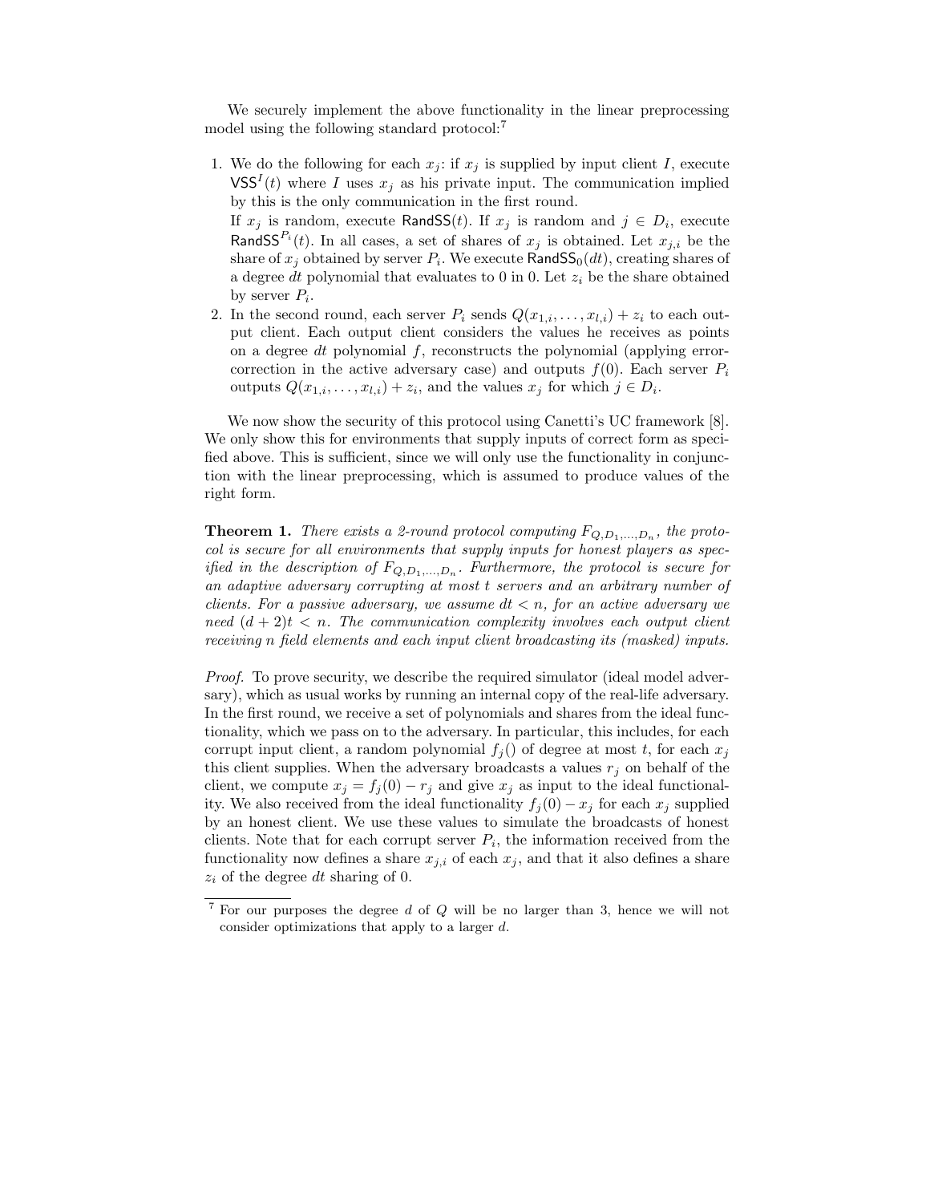We securely implement the above functionality in the linear preprocessing model using the following standard protocol:[7]

1. We do the following for each $x_j$: if $x_j$ is supplied by input client $I$, execute $\mathsf{VSS}^I(t)$ where $I$ uses $x_j$ as his private input. The communication implied by this is the only communication in the first round.
   If $x_j$ is random, execute $\mathsf{RandSS}(t)$. If $x_j$ is random and $j \in D_i$, execute $\mathsf{RandSS}^{P_i}(t)$. In all cases, a set of shares of $x_j$ is obtained. Let $x_{j,i}$ be the share of $x_j$ obtained by server $P_i$. We execute $\mathsf{RandSS}_0(dt)$, creating shares of a degree $dt$ polynomial that evaluates to 0 in 0. Let $z_i$ be the share obtained by server $P_i$.
2. In the second round, each server $P_i$ sends $Q(x_{1,i}, \ldots, x_{l,i}) + z_i$ to each output client. Each output client considers the values he receives as points on a degree $dt$ polynomial $f$, reconstructs the polynomial (applying error-correction in the active adversary case) and outputs $f(0)$. Each server $P_i$ outputs $Q(x_{1,i}, \ldots, x_{l,i}) + z_i$, and the values $x_j$ for which $j \in D_i$.

We now show the security of this protocol using Canetti's UC framework [8]. We only show this for environments that supply inputs of correct form as specified above. This is sufficient, since we will only use the functionality in conjunction with the linear preprocessing, which is assumed to produce values of the right form.

**Theorem 1.** *There exists a 2-round protocol computing $F_{Q,D_1,\ldots,D_n}$, the protocol is secure for all environments that supply inputs for honest players as specified in the description of $F_{Q,D_1,\ldots,D_n}$. Furthermore, the protocol is secure for an adaptive adversary corrupting at most $t$ servers and an arbitrary number of clients. For a passive adversary, we assume $dt < n$, for an active adversary we need $(d+2)t < n$. The communication complexity involves each output client receiving $n$ field elements and each input client broadcasting its (masked) inputs.*

*Proof.* To prove security, we describe the required simulator (ideal model adversary), which as usual works by running an internal copy of the real-life adversary. In the first round, we receive a set of polynomials and shares from the ideal functionality, which we pass on to the adversary. In particular, this includes, for each corrupt input client, a random polynomial $f_j()$ of degree at most $t$, for each $x_j$ this client supplies. When the adversary broadcasts a values $r_j$ on behalf of the client, we compute $x_j = f_j(0) - r_j$ and give $x_j$ as input to the ideal functionality. We also received from the ideal functionality $f_j(0) - x_j$ for each $x_j$ supplied by an honest client. We use these values to simulate the broadcasts of honest clients. Note that for each corrupt server $P_i$, the information received from the functionality now defines a share $x_{j,i}$ of each $x_j$, and that it also defines a share $z_i$ of the degree $dt$ sharing of 0.

[7] For our purposes the degree $d$ of $Q$ will be no larger than 3, hence we will not consider optimizations that apply to a larger $d$.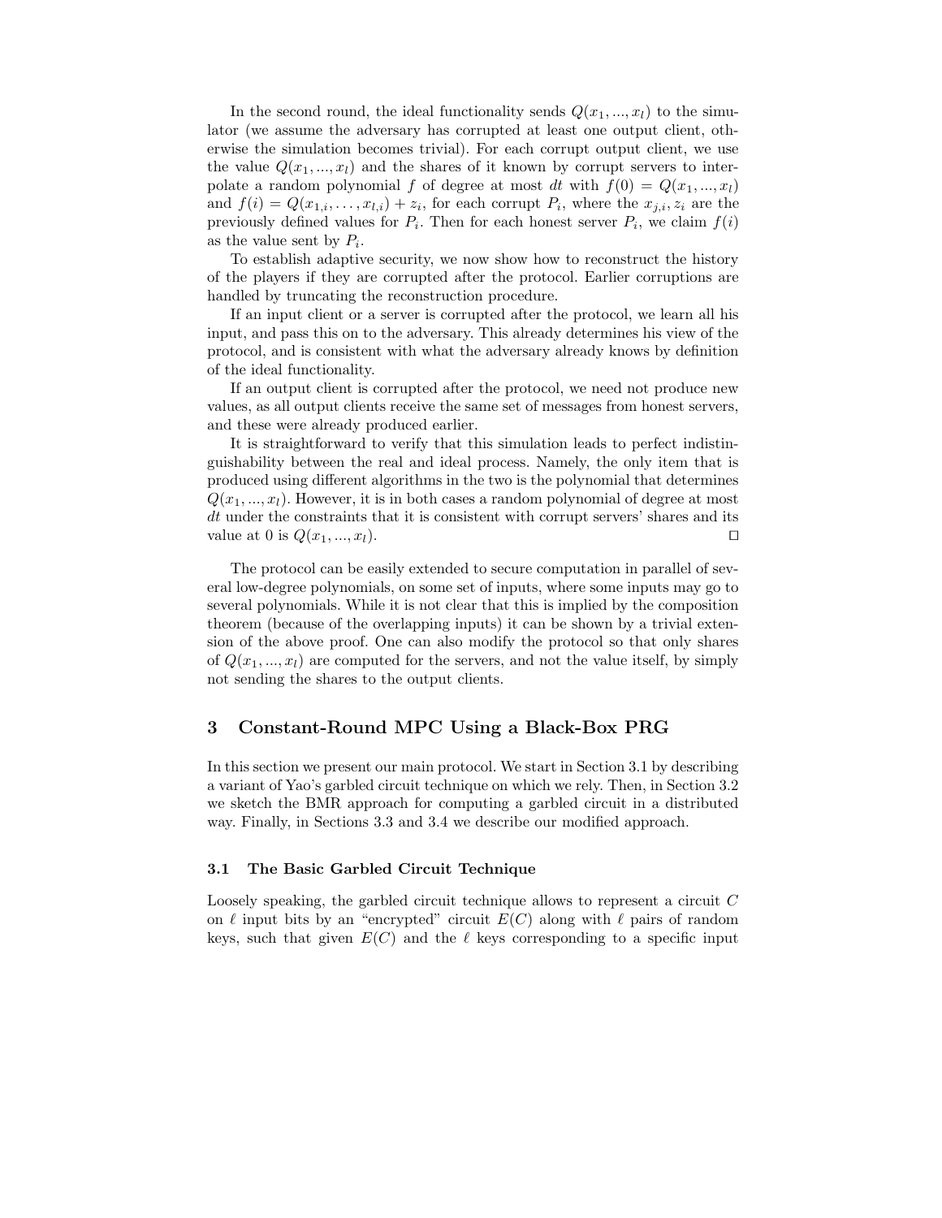In the second round, the ideal functionality sends $Q(x_1, ..., x_l)$ to the simulator (we assume the adversary has corrupted at least one output client, otherwise the simulation becomes trivial). For each corrupt output client, we use the value $Q(x_1, ..., x_l)$ and the shares of it known by corrupt servers to interpolate a random polynomial $f$ of degree at most $dt$ with $f(0) = Q(x_1, ..., x_l)$ and $f(i) = Q(x_{1,i}, \ldots, x_{l,i}) + z_i$, for each corrupt $P_i$, where the $x_{j,i}, z_i$ are the previously defined values for $P_i$. Then for each honest server $P_i$, we claim $f(i)$ as the value sent by $P_i$.

To establish adaptive security, we now show how to reconstruct the history of the players if they are corrupted after the protocol. Earlier corruptions are handled by truncating the reconstruction procedure.

If an input client or a server is corrupted after the protocol, we learn all his input, and pass this on to the adversary. This already determines his view of the protocol, and is consistent with what the adversary already knows by definition of the ideal functionality.

If an output client is corrupted after the protocol, we need not produce new values, as all output clients receive the same set of messages from honest servers, and these were already produced earlier.

It is straightforward to verify that this simulation leads to perfect indistinguishability between the real and ideal process. Namely, the only item that is produced using different algorithms in the two is the polynomial that determines $Q(x_1, ..., x_l)$. However, it is in both cases a random polynomial of degree at most $dt$ under the constraints that it is consistent with corrupt servers' shares and its value at 0 is $Q(x_1, ..., x_l)$. □

The protocol can be easily extended to secure computation in parallel of several low-degree polynomials, on some set of inputs, where some inputs may go to several polynomials. While it is not clear that this is implied by the composition theorem (because of the overlapping inputs) it can be shown by a trivial extension of the above proof. One can also modify the protocol so that only shares of $Q(x_1, ..., x_l)$ are computed for the servers, and not the value itself, by simply not sending the shares to the output clients.

## 3 Constant-Round MPC Using a Black-Box PRG

In this section we present our main protocol. We start in Section 3.1 by describing a variant of Yao's garbled circuit technique on which we rely. Then, in Section 3.2 we sketch the BMR approach for computing a garbled circuit in a distributed way. Finally, in Sections 3.3 and 3.4 we describe our modified approach.

### 3.1 The Basic Garbled Circuit Technique

Loosely speaking, the garbled circuit technique allows to represent a circuit $C$ on $\ell$ input bits by an "encrypted" circuit $E(C)$ along with $\ell$ pairs of random keys, such that given $E(C)$ and the $\ell$ keys corresponding to a specific input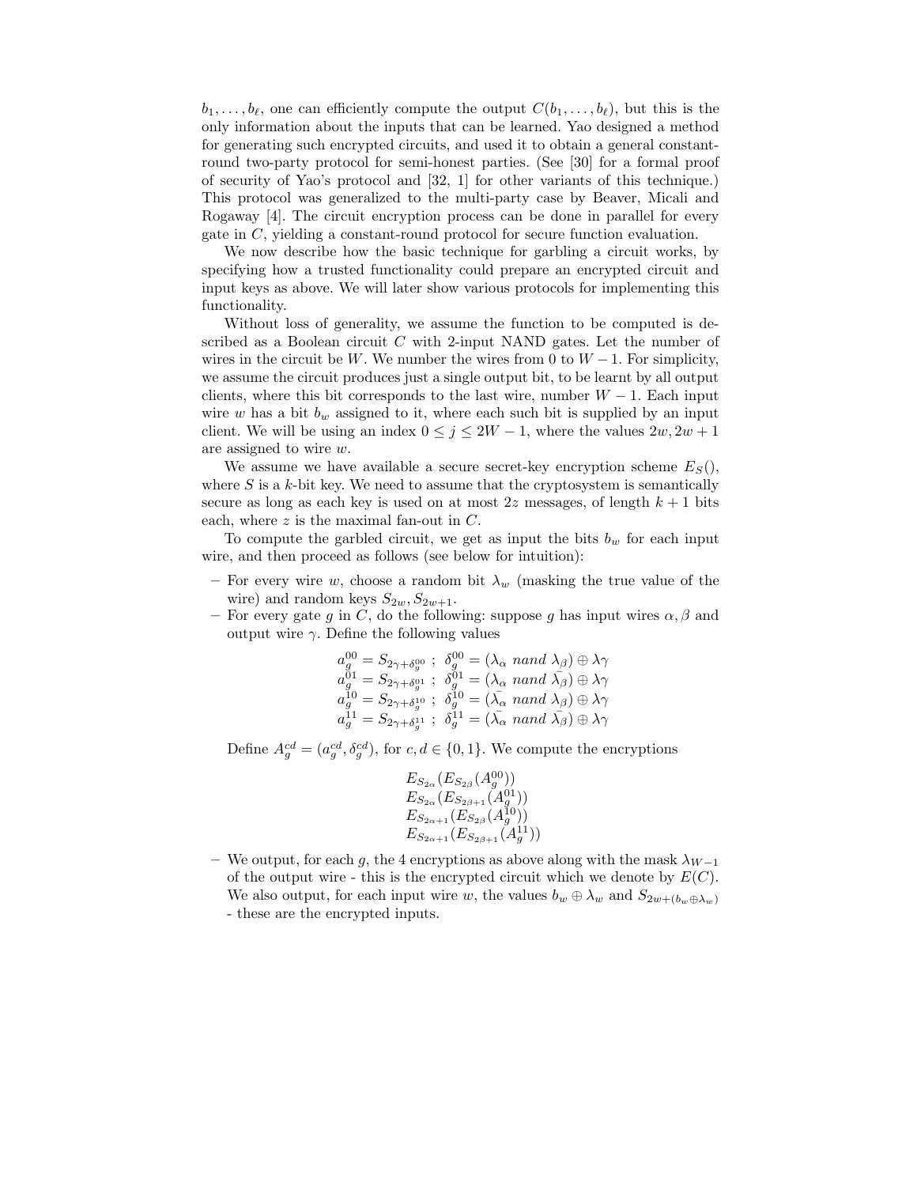$b_1, \ldots, b_\ell$, one can efficiently compute the output $C(b_1, \ldots, b_\ell)$, but this is the only information about the inputs that can be learned. Yao designed a method for generating such encrypted circuits, and used it to obtain a general constant-round two-party protocol for semi-honest parties. (See [30] for a formal proof of security of Yao's protocol and [32, 1] for other variants of this technique.) This protocol was generalized to the multi-party case by Beaver, Micali and Rogaway [4]. The circuit encryption process can be done in parallel for every gate in $C$, yielding a constant-round protocol for secure function evaluation.

We now describe how the basic technique for garbling a circuit works, by specifying how a trusted functionality could prepare an encrypted circuit and input keys as above. We will later show various protocols for implementing this functionality.

Without loss of generality, we assume the function to be computed is described as a Boolean circuit $C$ with 2-input NAND gates. Let the number of wires in the circuit be $W$. We number the wires from 0 to $W-1$. For simplicity, we assume the circuit produces just a single output bit, to be learnt by all output clients, where this bit corresponds to the last wire, number $W-1$. Each input wire $w$ has a bit $b_w$ assigned to it, where each such bit is supplied by an input client. We will be using an index $0 \leq j \leq 2W-1$, where the values $2w, 2w+1$ are assigned to wire $w$.

We assume we have available a secure secret-key encryption scheme $E_S()$, where $S$ is a $k$-bit key. We need to assume that the cryptosystem is semantically secure as long as each key is used on at most $2z$ messages, of length $k+1$ bits each, where $z$ is the maximal fan-out in $C$.

To compute the garbled circuit, we get as input the bits $b_w$ for each input wire, and then proceed as follows (see below for intuition):

- For every wire $w$, choose a random bit $\lambda_w$ (masking the true value of the wire) and random keys $S_{2w}, S_{2w+1}$.
- For every gate $g$ in $C$, do the following: suppose $g$ has input wires $\alpha, \beta$ and output wire $\gamma$. Define the following values

$$
\begin{array}{l}
a_g^{00} = S_{2\gamma+\delta_g^{00}} \ ; \ \delta_g^{00} = (\lambda_\alpha \ nand \ \lambda_\beta) \oplus \lambda\gamma \\
a_g^{01} = S_{2\gamma+\delta_g^{01}} \ ; \ \delta_g^{01} = (\lambda_\alpha \ nand \ \bar{\lambda_\beta}) \oplus \lambda\gamma \\
a_g^{10} = S_{2\gamma+\delta_g^{10}} \ ; \ \delta_g^{10} = (\bar{\lambda_\alpha} \ nand \ \lambda_\beta) \oplus \lambda\gamma \\
a_g^{11} = S_{2\gamma+\delta_g^{11}} \ ; \ \delta_g^{11} = (\bar{\lambda_\alpha} \ nand \ \bar{\lambda_\beta}) \oplus \lambda\gamma
\end{array}
$$

  Define $A_g^{cd} = (a_g^{cd}, \delta_g^{cd})$, for $c, d \in \{0, 1\}$. We compute the encryptions

$$
\begin{array}{l}
E_{S_{2\alpha}}(E_{S_{2\beta}}(A_g^{00})) \\
E_{S_{2\alpha}}(E_{S_{2\beta+1}}(A_g^{01})) \\
E_{S_{2\alpha+1}}(E_{S_{2\beta}}(A_g^{10})) \\
E_{S_{2\alpha+1}}(E_{S_{2\beta+1}}(A_g^{11}))
\end{array}
$$

- We output, for each $g$, the 4 encryptions as above along with the mask $\lambda_{W-1}$ of the output wire - this is the encrypted circuit which we denote by $E(C)$. We also output, for each input wire $w$, the values $b_w \oplus \lambda_w$ and $S_{2w+(b_w \oplus \lambda_w)}$ - these are the encrypted inputs.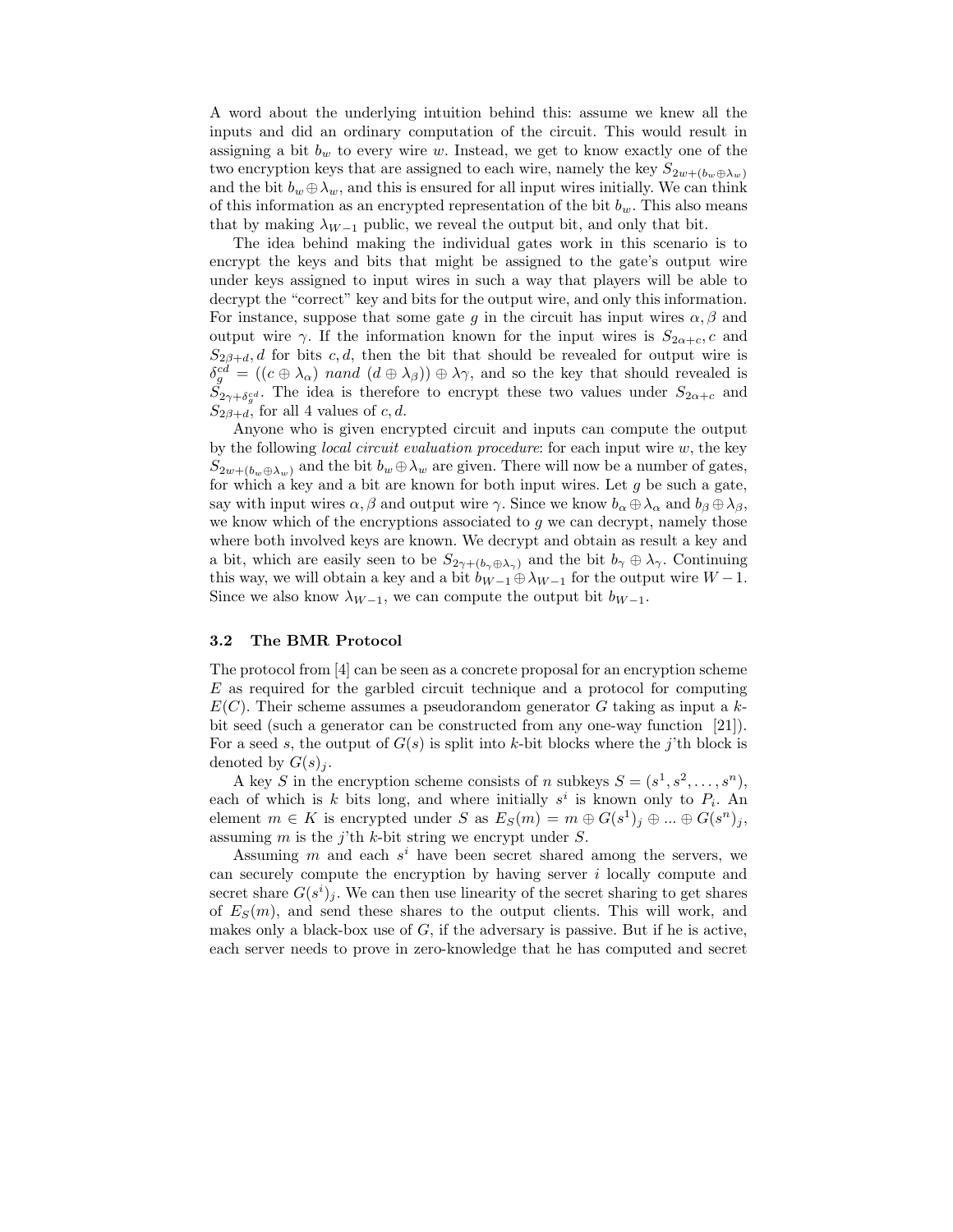A word about the underlying intuition behind this: assume we knew all the inputs and did an ordinary computation of the circuit. This would result in assigning a bit $b_w$ to every wire $w$. Instead, we get to know exactly one of the two encryption keys that are assigned to each wire, namely the key $S_{2w+(b_w \oplus \lambda_w)}$ and the bit $b_w \oplus \lambda_w$, and this is ensured for all input wires initially. We can think of this information as an encrypted representation of the bit $b_w$. This also means that by making $\lambda_{W-1}$ public, we reveal the output bit, and only that bit.

The idea behind making the individual gates work in this scenario is to encrypt the keys and bits that might be assigned to the gate's output wire under keys assigned to input wires in such a way that players will be able to decrypt the "correct" key and bits for the output wire, and only this information. For instance, suppose that some gate $g$ in the circuit has input wires $\alpha, \beta$ and output wire $\gamma$. If the information known for the input wires is $S_{2\alpha+c}, c$ and $S_{2\beta+d}, d$ for bits $c, d$, then the bit that should be revealed for output wire is $\delta_g^{cd} = ((c \oplus \lambda_\alpha)\ nand\ (d \oplus \lambda_\beta)) \oplus \lambda\gamma$, and so the key that should revealed is $S_{2\gamma+\delta_g^{cd}}$. The idea is therefore to encrypt these two values under $S_{2\alpha+c}$ and $S_{2\beta+d}$, for all 4 values of $c, d$.

Anyone who is given encrypted circuit and inputs can compute the output by the following *local circuit evaluation procedure*: for each input wire $w$, the key $S_{2w+(b_w \oplus \lambda_w)}$ and the bit $b_w \oplus \lambda_w$ are given. There will now be a number of gates, for which a key and a bit are known for both input wires. Let $g$ be such a gate, say with input wires $\alpha, \beta$ and output wire $\gamma$. Since we know $b_\alpha \oplus \lambda_\alpha$ and $b_\beta \oplus \lambda_\beta$, we know which of the encryptions associated to $g$ we can decrypt, namely those where both involved keys are known. We decrypt and obtain as result a key and a bit, which are easily seen to be $S_{2\gamma+(b_\gamma \oplus \lambda_\gamma)}$ and the bit $b_\gamma \oplus \lambda_\gamma$. Continuing this way, we will obtain a key and a bit $b_{W-1} \oplus \lambda_{W-1}$ for the output wire $W-1$. Since we also know $\lambda_{W-1}$, we can compute the output bit $b_{W-1}$.

### 3.2 The BMR Protocol

The protocol from [4] can be seen as a concrete proposal for an encryption scheme $E$ as required for the garbled circuit technique and a protocol for computing $E(C)$. Their scheme assumes a pseudorandom generator $G$ taking as input a $k$-bit seed (such a generator can be constructed from any one-way function [21]). For a seed $s$, the output of $G(s)$ is split into $k$-bit blocks where the $j$'th block is denoted by $G(s)_j$.

A key $S$ in the encryption scheme consists of $n$ subkeys $S = (s^1, s^2, \ldots, s^n)$, each of which is $k$ bits long, and where initially $s^i$ is known only to $P_i$. An element $m \in K$ is encrypted under $S$ as $E_S(m) = m \oplus G(s^1)_j \oplus \ldots \oplus G(s^n)_j$, assuming $m$ is the $j$'th $k$-bit string we encrypt under $S$.

Assuming $m$ and each $s^i$ have been secret shared among the servers, we can securely compute the encryption by having server $i$ locally compute and secret share $G(s^i)_j$. We can then use linearity of the secret sharing to get shares of $E_S(m)$, and send these shares to the output clients. This will work, and makes only a black-box use of $G$, if the adversary is passive. But if he is active, each server needs to prove in zero-knowledge that he has computed and secret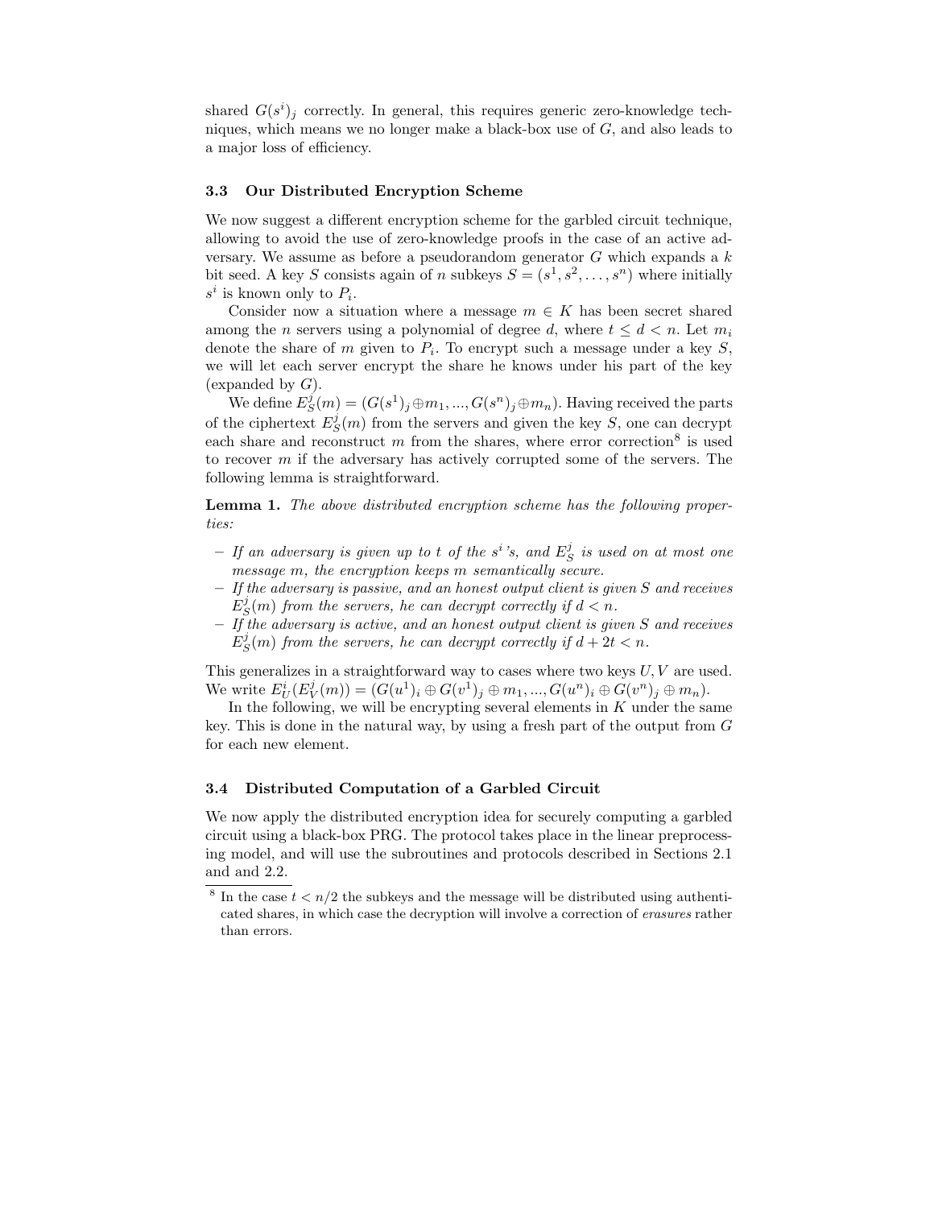shared $G(s^i)_j$ correctly. In general, this requires generic zero-knowledge techniques, which means we no longer make a black-box use of $G$, and also leads to a major loss of efficiency.

### 3.3 Our Distributed Encryption Scheme

We now suggest a different encryption scheme for the garbled circuit technique, allowing to avoid the use of zero-knowledge proofs in the case of an active adversary. We assume as before a pseudorandom generator $G$ which expands a $k$ bit seed. A key $S$ consists again of $n$ subkeys $S = (s^1, s^2, \ldots, s^n)$ where initially $s^i$ is known only to $P_i$.

Consider now a situation where a message $m \in K$ has been secret shared among the $n$ servers using a polynomial of degree $d$, where $t \leq d < n$. Let $m_i$ denote the share of $m$ given to $P_i$. To encrypt such a message under a key $S$, we will let each server encrypt the share he knows under his part of the key (expanded by $G$).

We define $E^j_S(m) = (G(s^1)_j \oplus m_1, ..., G(s^n)_j \oplus m_n)$. Having received the parts of the ciphertext $E^j_S(m)$ from the servers and given the key $S$, one can decrypt each share and reconstruct $m$ from the shares, where error correction[8] is used to recover $m$ if the adversary has actively corrupted some of the servers. The following lemma is straightforward.

**Lemma 1.** *The above distributed encryption scheme has the following properties:*

- *If an adversary is given up to $t$ of the $s^i$'s, and $E^j_S$ is used on at most one message $m$, the encryption keeps $m$ semantically secure.*
- *If the adversary is passive, and an honest output client is given $S$ and receives $E^j_S(m)$ from the servers, he can decrypt correctly if $d < n$.*
- *If the adversary is active, and an honest output client is given $S$ and receives $E^j_S(m)$ from the servers, he can decrypt correctly if $d + 2t < n$.*

This generalizes in a straightforward way to cases where two keys $U, V$ are used. We write $E^i_U(E^j_V(m)) = (G(u^1)_i \oplus G(v^1)_j \oplus m_1, ..., G(u^n)_i \oplus G(v^n)_j \oplus m_n)$.

In the following, we will be encrypting several elements in $K$ under the same key. This is done in the natural way, by using a fresh part of the output from $G$ for each new element.

### 3.4 Distributed Computation of a Garbled Circuit

We now apply the distributed encryption idea for securely computing a garbled circuit using a black-box PRG. The protocol takes place in the linear preprocessing model, and will use the subroutines and protocols described in Sections 2.1 and and 2.2.

[8] In the case $t < n/2$ the subkeys and the message will be distributed using authenticated shares, in which case the decryption will involve a correction of *erasures* rather than errors.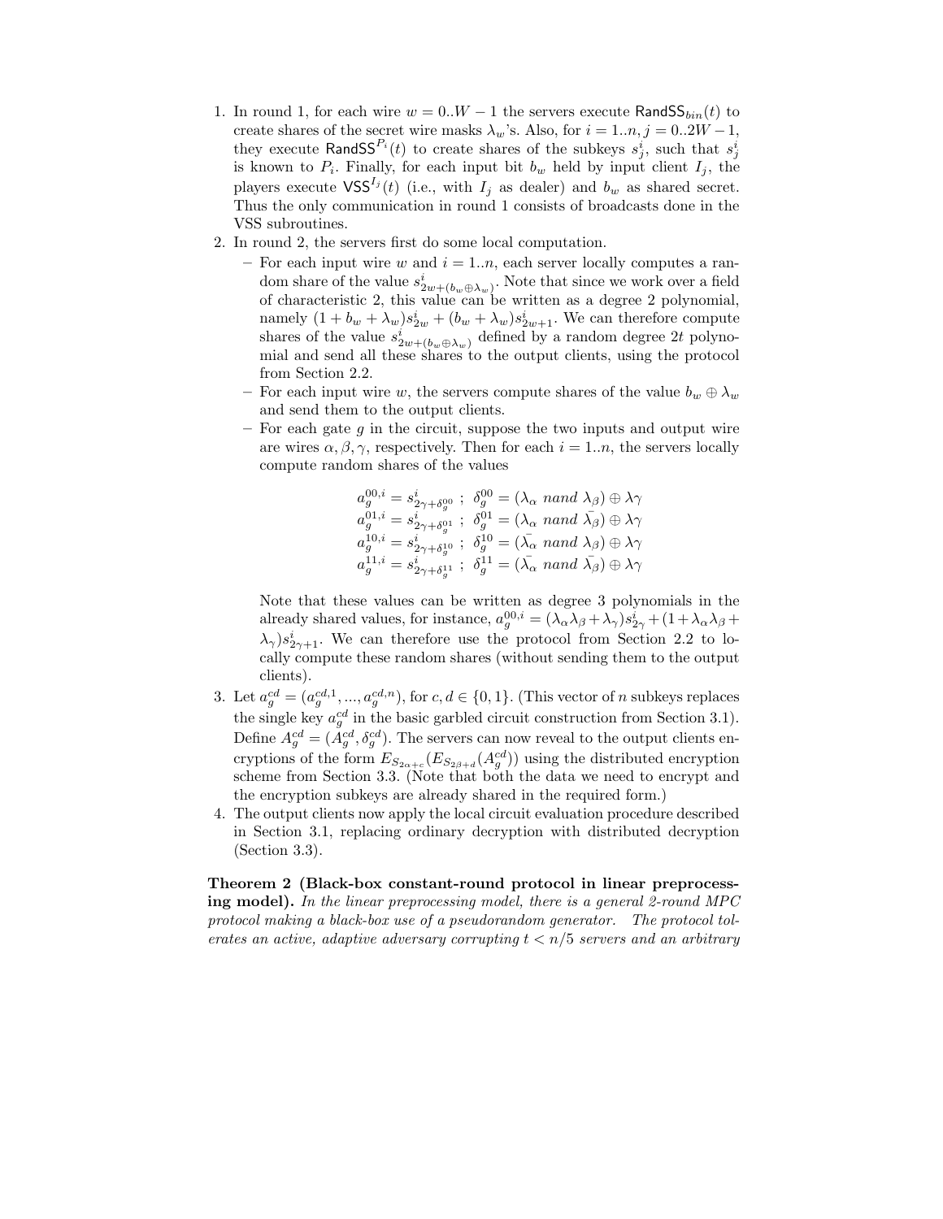1. In round 1, for each wire $w = 0..W-1$ the servers execute $\mathsf{RandSS}_{bin}(t)$ to create shares of the secret wire masks $\lambda_w$'s. Also, for $i = 1..n, j = 0..2W-1$, they execute $\mathsf{RandSS}^{P_i}(t)$ to create shares of the subkeys $s^i_j$, such that $s^i_j$ is known to $P_i$. Finally, for each input bit $b_w$ held by input client $I_j$, the players execute $\mathsf{VSS}^{I_j}(t)$ (i.e., with $I_j$ as dealer) and $b_w$ as shared secret. Thus the only communication in round 1 consists of broadcasts done in the VSS subroutines.
2. In round 2, the servers first do some local computation.
   - For each input wire $w$ and $i = 1..n$, each server locally computes a random share of the value $s^i_{2w+(b_w \oplus \lambda_w)}$. Note that since we work over a field of characteristic 2, this value can be written as a degree 2 polynomial, namely $(1 + b_w + \lambda_w)s^i_{2w} + (b_w + \lambda_w)s^i_{2w+1}$. We can therefore compute shares of the value $s^i_{2w+(b_w \oplus \lambda_w)}$ defined by a random degree $2t$ polynomial and send all these shares to the output clients, using the protocol from Section 2.2.
   - For each input wire $w$, the servers compute shares of the value $b_w \oplus \lambda_w$ and send them to the output clients.
   - For each gate $g$ in the circuit, suppose the two inputs and output wire are wires $\alpha, \beta, \gamma$, respectively. Then for each $i = 1..n$, the servers locally compute random shares of the values

$$
\begin{aligned}
a^{00,i}_g &= s^i_{2\gamma+\delta^{00}_g} \ ; \ \delta^{00}_g = (\lambda_\alpha \ nand \ \lambda_\beta) \oplus \lambda\gamma \\
a^{01,i}_g &= s^i_{2\gamma+\delta^{01}_g} \ ; \ \delta^{01}_g = (\lambda_\alpha \ nand \ \bar{\lambda_\beta}) \oplus \lambda\gamma \\
a^{10,i}_g &= s^i_{2\gamma+\delta^{10}_g} \ ; \ \delta^{10}_g = (\bar{\lambda_\alpha} \ nand \ \lambda_\beta) \oplus \lambda\gamma \\
a^{11,i}_g &= s^i_{2\gamma+\delta^{11}_g} \ ; \ \delta^{11}_g = (\bar{\lambda_\alpha} \ nand \ \bar{\lambda_\beta}) \oplus \lambda\gamma
\end{aligned}
$$

     Note that these values can be written as degree 3 polynomials in the already shared values, for instance, $a^{00,i}_g = (\lambda_\alpha\lambda_\beta + \lambda_\gamma)s^i_{2\gamma} + (1 + \lambda_\alpha\lambda_\beta + \lambda_\gamma)s^i_{2\gamma+1}$. We can therefore use the protocol from Section 2.2 to locally compute these random shares (without sending them to the output clients).
3. Let $a^{cd}_g = (a^{cd,1}_g, ..., a^{cd,n}_g)$, for $c, d \in \{0, 1\}$. (This vector of $n$ subkeys replaces the single key $a^{cd}_g$ in the basic garbled circuit construction from Section 3.1). Define $A^{cd}_g = (A^{cd}_g, \delta^{cd}_g)$. The servers can now reveal to the output clients encryptions of the form $E_{S_{2\alpha+c}}(E_{S_{2\beta+d}}(A^{cd}_g))$ using the distributed encryption scheme from Section 3.3. (Note that both the data we need to encrypt and the encryption subkeys are already shared in the required form.)
4. The output clients now apply the local circuit evaluation procedure described in Section 3.1, replacing ordinary decryption with distributed decryption (Section 3.3).

**Theorem 2 (Black-box constant-round protocol in linear preprocessing model).** *In the linear preprocessing model, there is a general 2-round MPC protocol making a black-box use of a pseudorandom generator. The protocol tolerates an active, adaptive adversary corrupting $t < n/5$ servers and an arbitrary*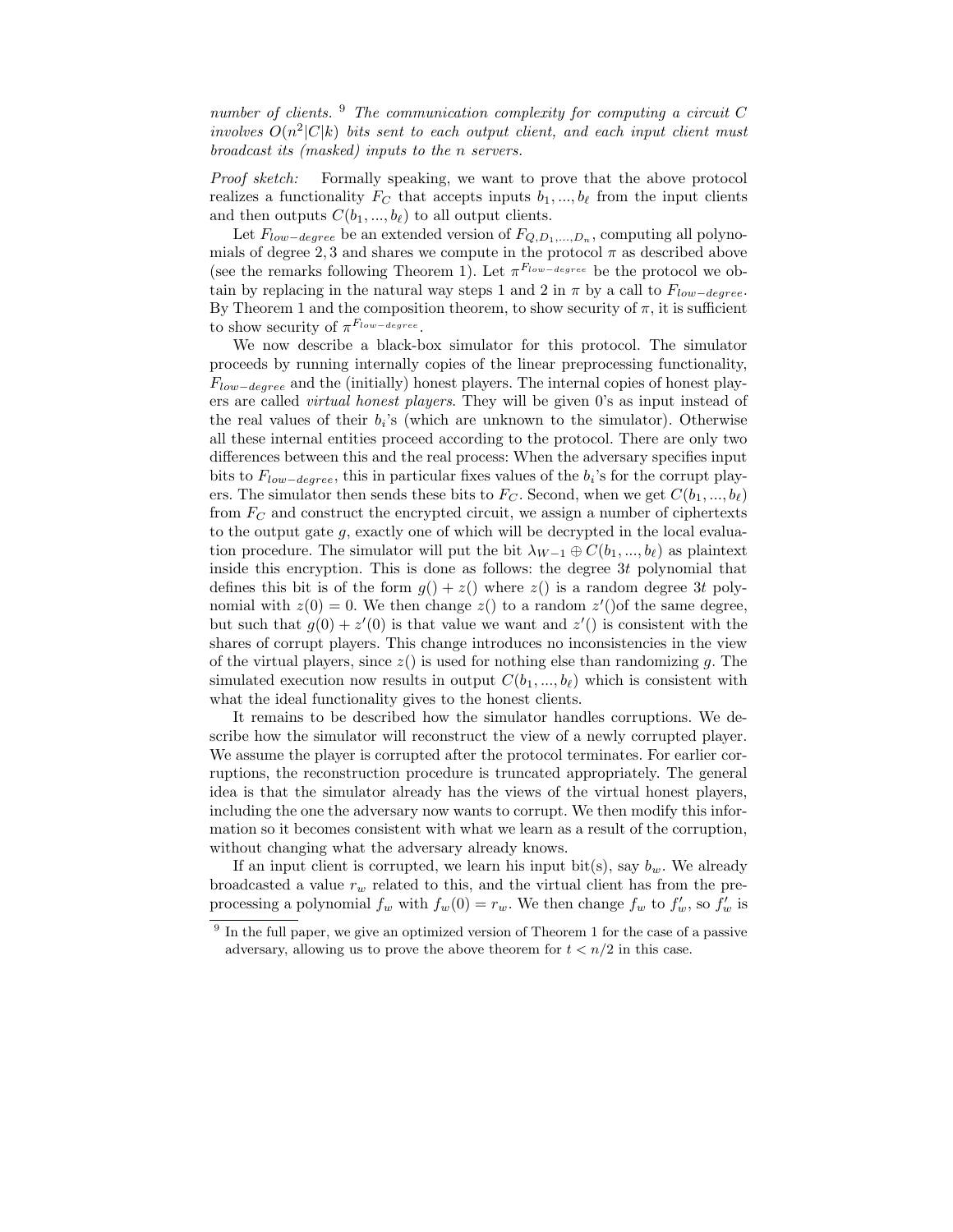*number of clients.* [9] *The communication complexity for computing a circuit $C$ involves $O(n^2|C|k)$ bits sent to each output client, and each input client must broadcast its (masked) inputs to the $n$ servers.*

*Proof sketch:* Formally speaking, we want to prove that the above protocol realizes a functionality $F_C$ that accepts inputs $b_1, ..., b_\ell$ from the input clients and then outputs $C(b_1, ..., b_\ell)$ to all output clients.

Let $F_{low-degree}$ be an extended version of $F_{Q,D_1,...,D_n}$, computing all polynomials of degree 2, 3 and shares we compute in the protocol $\pi$ as described above (see the remarks following Theorem 1). Let $\pi^{F_{low-degree}}$ be the protocol we obtain by replacing in the natural way steps 1 and 2 in $\pi$ by a call to $F_{low-degree}$. By Theorem 1 and the composition theorem, to show security of $\pi$, it is sufficient to show security of $\pi^{F_{low-degree}}$.

We now describe a black-box simulator for this protocol. The simulator proceeds by running internally copies of the linear preprocessing functionality, $F_{low-degree}$ and the (initially) honest players. The internal copies of honest players are called *virtual honest players*. They will be given 0's as input instead of the real values of their $b_i$'s (which are unknown to the simulator). Otherwise all these internal entities proceed according to the protocol. There are only two differences between this and the real process: When the adversary specifies input bits to $F_{low-degree}$, this in particular fixes values of the $b_i$'s for the corrupt players. The simulator then sends these bits to $F_C$. Second, when we get $C(b_1, ..., b_\ell)$ from $F_C$ and construct the encrypted circuit, we assign a number of ciphertexts to the output gate $g$, exactly one of which will be decrypted in the local evaluation procedure. The simulator will put the bit $\lambda_{W-1} \oplus C(b_1, ..., b_\ell)$ as plaintext inside this encryption. This is done as follows: the degree $3t$ polynomial that defines this bit is of the form $g() + z()$ where $z()$ is a random degree $3t$ polynomial with $z(0) = 0$. We then change $z()$ to a random $z'()$of the same degree, but such that $g(0) + z'(0)$ is that value we want and $z'()$ is consistent with the shares of corrupt players. This change introduces no inconsistencies in the view of the virtual players, since $z()$ is used for nothing else than randomizing $g$. The simulated execution now results in output $C(b_1, ..., b_\ell)$ which is consistent with what the ideal functionality gives to the honest clients.

It remains to be described how the simulator handles corruptions. We describe how the simulator will reconstruct the view of a newly corrupted player. We assume the player is corrupted after the protocol terminates. For earlier corruptions, the reconstruction procedure is truncated appropriately. The general idea is that the simulator already has the views of the virtual honest players, including the one the adversary now wants to corrupt. We then modify this information so it becomes consistent with what we learn as a result of the corruption, without changing what the adversary already knows.

If an input client is corrupted, we learn his input bit(s), say $b_w$. We already broadcasted a value $r_w$ related to this, and the virtual client has from the preprocessing a polynomial $f_w$ with $f_w(0) = r_w$. We then change $f_w$ to $f'_w$, so $f'_w$ is

[9] In the full paper, we give an optimized version of Theorem 1 for the case of a passive adversary, allowing us to prove the above theorem for $t < n/2$ in this case.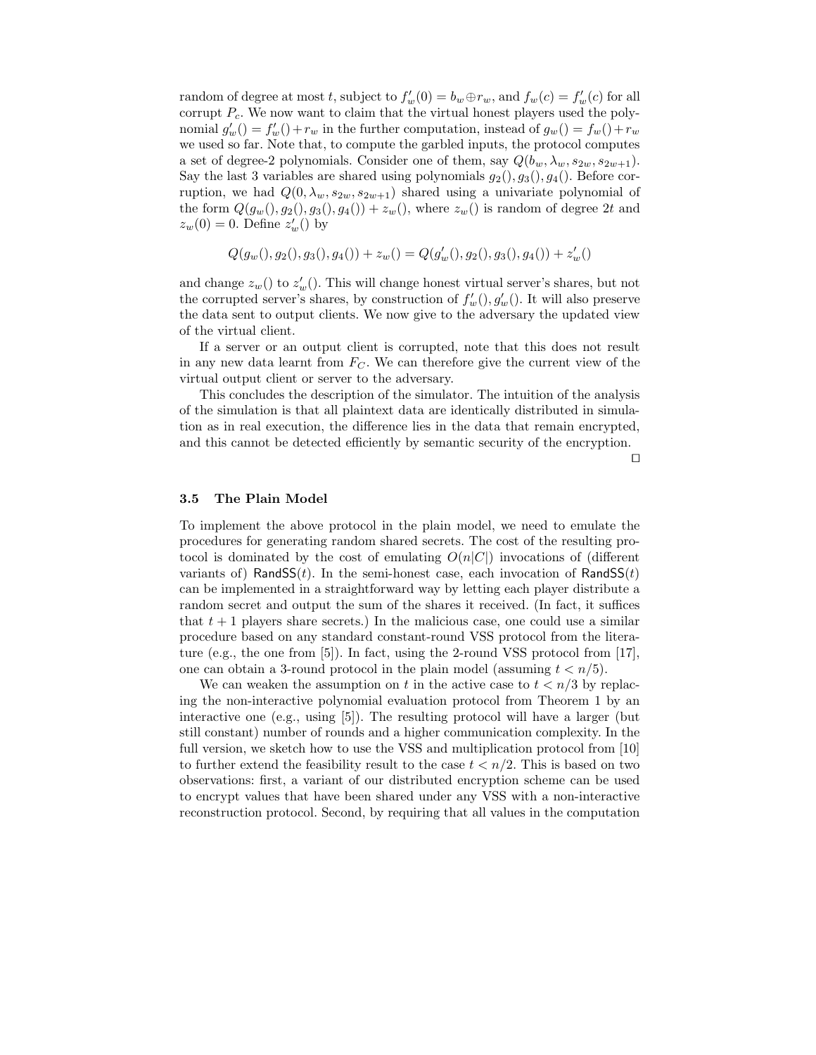random of degree at most $t$, subject to $f'_w(0) = b_w \oplus r_w$, and $f_w(c) = f'_w(c)$ for all corrupt $P_c$. We now want to claim that the virtual honest players used the polynomial $g'_w() = f'_w() + r_w$ in the further computation, instead of $g_w() = f_w() + r_w$ we used so far. Note that, to compute the garbled inputs, the protocol computes a set of degree-2 polynomials. Consider one of them, say $Q(b_w, \lambda_w, s_{2w}, s_{2w+1})$. Say the last 3 variables are shared using polynomials $g_2(), g_3(), g_4()$. Before corruption, we had $Q(0, \lambda_w, s_{2w}, s_{2w+1})$ shared using a univariate polynomial of the form $Q(g_w(), g_2(), g_3(), g_4()) + z_w()$, where $z_w()$ is random of degree $2t$ and $z_w(0) = 0$. Define $z'_w()$ by

$$Q(g_w(), g_2(), g_3(), g_4()) + z_w() = Q(g'_w(), g_2(), g_3(), g_4()) + z'_w()$$

and change $z_w()$ to $z'_w()$. This will change honest virtual server's shares, but not the corrupted server's shares, by construction of $f'_w(), g'_w()$. It will also preserve the data sent to output clients. We now give to the adversary the updated view of the virtual client.

If a server or an output client is corrupted, note that this does not result in any new data learnt from $F_C$. We can therefore give the current view of the virtual output client or server to the adversary.

This concludes the description of the simulator. The intuition of the analysis of the simulation is that all plaintext data are identically distributed in simulation as in real execution, the difference lies in the data that remain encrypted, and this cannot be detected efficiently by semantic security of the encryption. □

### 3.5 The Plain Model

To implement the above protocol in the plain model, we need to emulate the procedures for generating random shared secrets. The cost of the resulting protocol is dominated by the cost of emulating $O(n|C|)$ invocations of (different variants of) $\mathsf{RandSS}(t)$. In the semi-honest case, each invocation of $\mathsf{RandSS}(t)$ can be implemented in a straightforward way by letting each player distribute a random secret and output the sum of the shares it received. (In fact, it suffices that $t+1$ players share secrets.) In the malicious case, one could use a similar procedure based on any standard constant-round VSS protocol from the literature (e.g., the one from [5]). In fact, using the 2-round VSS protocol from [17], one can obtain a 3-round protocol in the plain model (assuming $t < n/5$).

We can weaken the assumption on $t$ in the active case to $t < n/3$ by replacing the non-interactive polynomial evaluation protocol from Theorem 1 by an interactive one (e.g., using [5]). The resulting protocol will have a larger (but still constant) number of rounds and a higher communication complexity. In the full version, we sketch how to use the VSS and multiplication protocol from [10] to further extend the feasibility result to the case $t < n/2$. This is based on two observations: first, a variant of our distributed encryption scheme can be used to encrypt values that have been shared under any VSS with a non-interactive reconstruction protocol. Second, by requiring that all values in the computation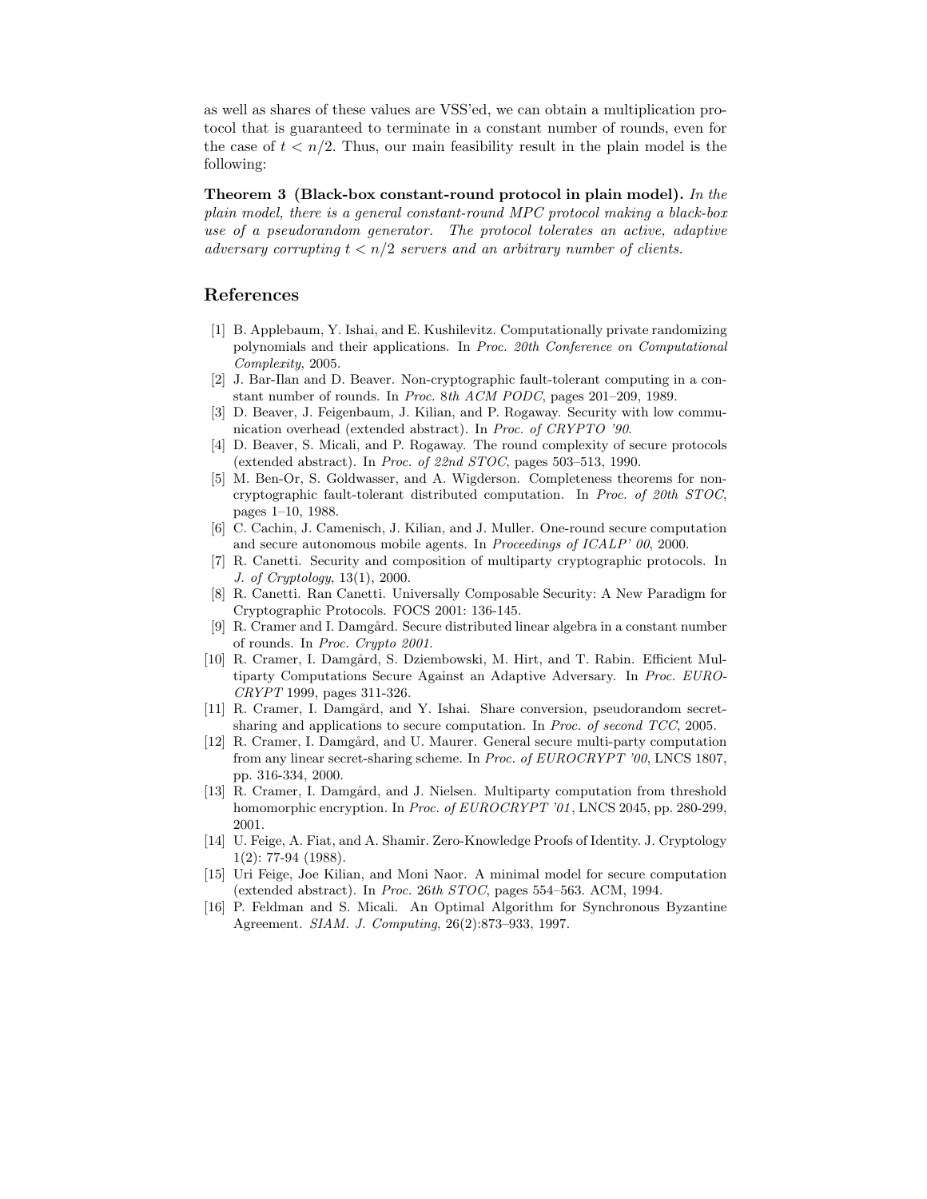as well as shares of these values are VSS'ed, we can obtain a multiplication protocol that is guaranteed to terminate in a constant number of rounds, even for the case of $t < n/2$. Thus, our main feasibility result in the plain model is the following:

**Theorem 3 (Black-box constant-round protocol in plain model).** *In the plain model, there is a general constant-round MPC protocol making a black-box use of a pseudorandom generator. The protocol tolerates an active, adaptive adversary corrupting $t < n/2$ servers and an arbitrary number of clients.*

## References

[1] B. Applebaum, Y. Ishai, and E. Kushilevitz. Computationally private randomizing polynomials and their applications. In *Proc. 20th Conference on Computational Complexity*, 2005.

[2] J. Bar-Ilan and D. Beaver. Non-cryptographic fault-tolerant computing in a constant number of rounds. In *Proc. 8th ACM PODC*, pages 201–209, 1989.

[3] D. Beaver, J. Feigenbaum, J. Kilian, and P. Rogaway. Security with low communication overhead (extended abstract). In *Proc. of CRYPTO '90*.

[4] D. Beaver, S. Micali, and P. Rogaway. The round complexity of secure protocols (extended abstract). In *Proc. of 22nd STOC*, pages 503–513, 1990.

[5] M. Ben-Or, S. Goldwasser, and A. Wigderson. Completeness theorems for non-cryptographic fault-tolerant distributed computation. In *Proc. of 20th STOC*, pages 1–10, 1988.

[6] C. Cachin, J. Camenisch, J. Kilian, and J. Muller. One-round secure computation and secure autonomous mobile agents. In *Proceedings of ICALP' 00*, 2000.

[7] R. Canetti. Security and composition of multiparty cryptographic protocols. In *J. of Cryptology*, 13(1), 2000.

[8] R. Canetti. Ran Canetti. Universally Composable Security: A New Paradigm for Cryptographic Protocols. FOCS 2001: 136-145.

[9] R. Cramer and I. Damgård. Secure distributed linear algebra in a constant number of rounds. In *Proc. Crypto 2001*.

[10] R. Cramer, I. Damgård, S. Dziembowski, M. Hirt, and T. Rabin. Efficient Multiparty Computations Secure Against an Adaptive Adversary. In *Proc. EUROCRYPT* 1999, pages 311-326.

[11] R. Cramer, I. Damgård, and Y. Ishai. Share conversion, pseudorandom secret-sharing and applications to secure computation. In *Proc. of second TCC*, 2005.

[12] R. Cramer, I. Damgård, and U. Maurer. General secure multi-party computation from any linear secret-sharing scheme. In *Proc. of EUROCRYPT '00*, LNCS 1807, pp. 316-334, 2000.

[13] R. Cramer, I. Damgård, and J. Nielsen. Multiparty computation from threshold homomorphic encryption. In *Proc. of EUROCRYPT '01*, LNCS 2045, pp. 280-299, 2001.

[14] U. Feige, A. Fiat, and A. Shamir. Zero-Knowledge Proofs of Identity. J. Cryptology 1(2): 77-94 (1988).

[15] Uri Feige, Joe Kilian, and Moni Naor. A minimal model for secure computation (extended abstract). In *Proc. 26th STOC*, pages 554–563. ACM, 1994.

[16] P. Feldman and S. Micali. An Optimal Algorithm for Synchronous Byzantine Agreement. *SIAM. J. Computing*, 26(2):873–933, 1997.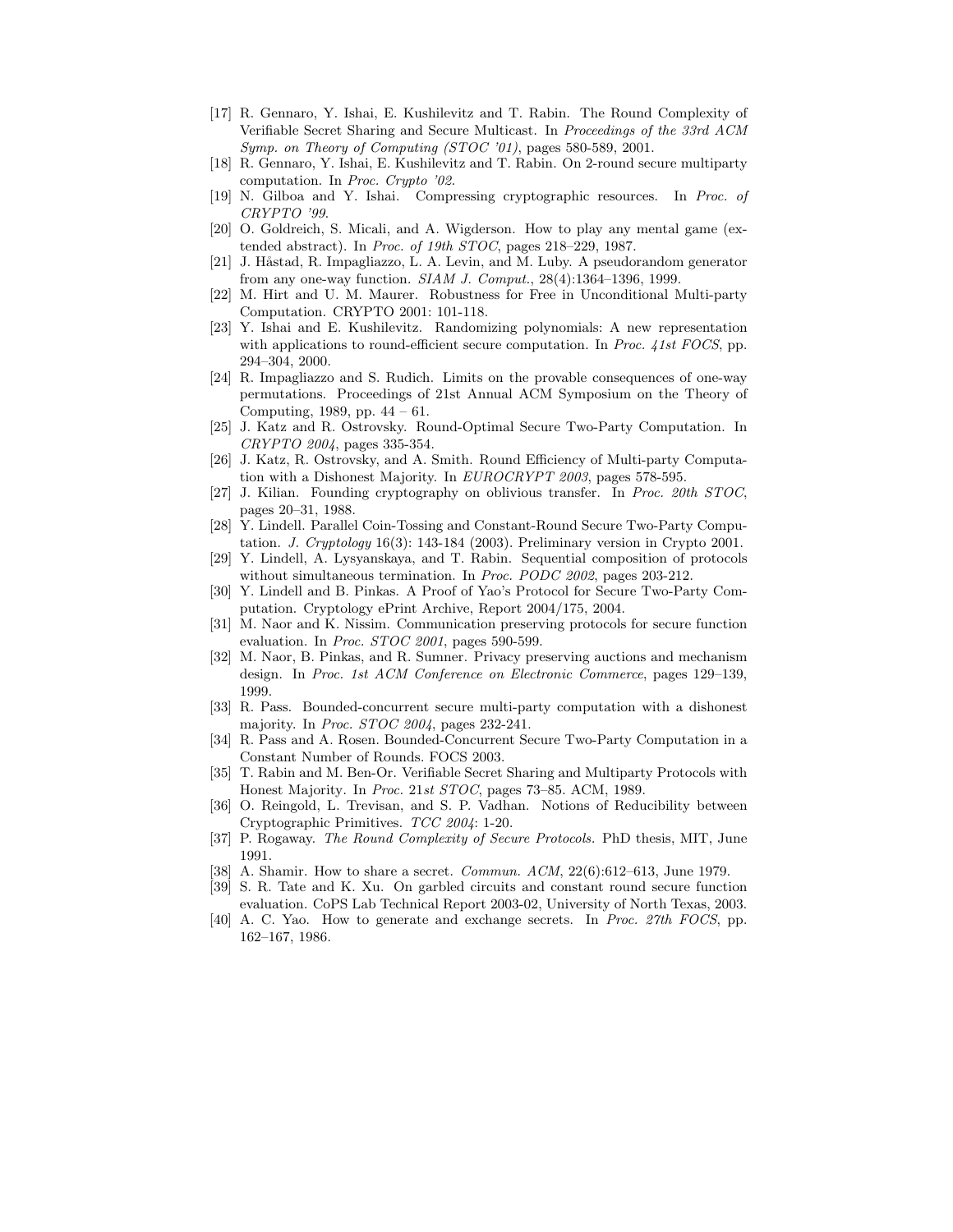[17] R. Gennaro, Y. Ishai, E. Kushilevitz and T. Rabin. The Round Complexity of Verifiable Secret Sharing and Secure Multicast. In *Proceedings of the 33rd ACM Symp. on Theory of Computing (STOC '01)*, pages 580-589, 2001.

[18] R. Gennaro, Y. Ishai, E. Kushilevitz and T. Rabin. On 2-round secure multiparty computation. In *Proc. Crypto '02*.

[19] N. Gilboa and Y. Ishai. Compressing cryptographic resources. In *Proc. of CRYPTO '99*.

[20] O. Goldreich, S. Micali, and A. Wigderson. How to play any mental game (extended abstract). In *Proc. of 19th STOC*, pages 218–229, 1987.

[21] J. Håstad, R. Impagliazzo, L. A. Levin, and M. Luby. A pseudorandom generator from any one-way function. *SIAM J. Comput.*, 28(4):1364–1396, 1999.

[22] M. Hirt and U. M. Maurer. Robustness for Free in Unconditional Multi-party Computation. CRYPTO 2001: 101-118.

[23] Y. Ishai and E. Kushilevitz. Randomizing polynomials: A new representation with applications to round-efficient secure computation. In *Proc. 41st FOCS*, pp. 294–304, 2000.

[24] R. Impagliazzo and S. Rudich. Limits on the provable consequences of one-way permutations. Proceedings of 21st Annual ACM Symposium on the Theory of Computing, 1989, pp. 44 – 61.

[25] J. Katz and R. Ostrovsky. Round-Optimal Secure Two-Party Computation. In *CRYPTO 2004*, pages 335-354.

[26] J. Katz, R. Ostrovsky, and A. Smith. Round Efficiency of Multi-party Computation with a Dishonest Majority. In *EUROCRYPT 2003*, pages 578-595.

[27] J. Kilian. Founding cryptography on oblivious transfer. In *Proc. 20th STOC*, pages 20–31, 1988.

[28] Y. Lindell. Parallel Coin-Tossing and Constant-Round Secure Two-Party Computation. *J. Cryptology* 16(3): 143-184 (2003). Preliminary version in Crypto 2001.

[29] Y. Lindell, A. Lysyanskaya, and T. Rabin. Sequential composition of protocols without simultaneous termination. In *Proc. PODC 2002*, pages 203-212.

[30] Y. Lindell and B. Pinkas. A Proof of Yao's Protocol for Secure Two-Party Computation. Cryptology ePrint Archive, Report 2004/175, 2004.

[31] M. Naor and K. Nissim. Communication preserving protocols for secure function evaluation. In *Proc. STOC 2001*, pages 590-599.

[32] M. Naor, B. Pinkas, and R. Sumner. Privacy preserving auctions and mechanism design. In *Proc. 1st ACM Conference on Electronic Commerce*, pages 129–139, 1999.

[33] R. Pass. Bounded-concurrent secure multi-party computation with a dishonest majority. In *Proc. STOC 2004*, pages 232-241.

[34] R. Pass and A. Rosen. Bounded-Concurrent Secure Two-Party Computation in a Constant Number of Rounds. FOCS 2003.

[35] T. Rabin and M. Ben-Or. Verifiable Secret Sharing and Multiparty Protocols with Honest Majority. In *Proc. 21st STOC*, pages 73–85. ACM, 1989.

[36] O. Reingold, L. Trevisan, and S. P. Vadhan. Notions of Reducibility between Cryptographic Primitives. *TCC 2004*: 1-20.

[37] P. Rogaway. *The Round Complexity of Secure Protocols*. PhD thesis, MIT, June 1991.

[38] A. Shamir. How to share a secret. *Commun. ACM*, 22(6):612–613, June 1979.

[39] S. R. Tate and K. Xu. On garbled circuits and constant round secure function evaluation. CoPS Lab Technical Report 2003-02, University of North Texas, 2003.

[40] A. C. Yao. How to generate and exchange secrets. In *Proc. 27th FOCS*, pp. 162–167, 1986.